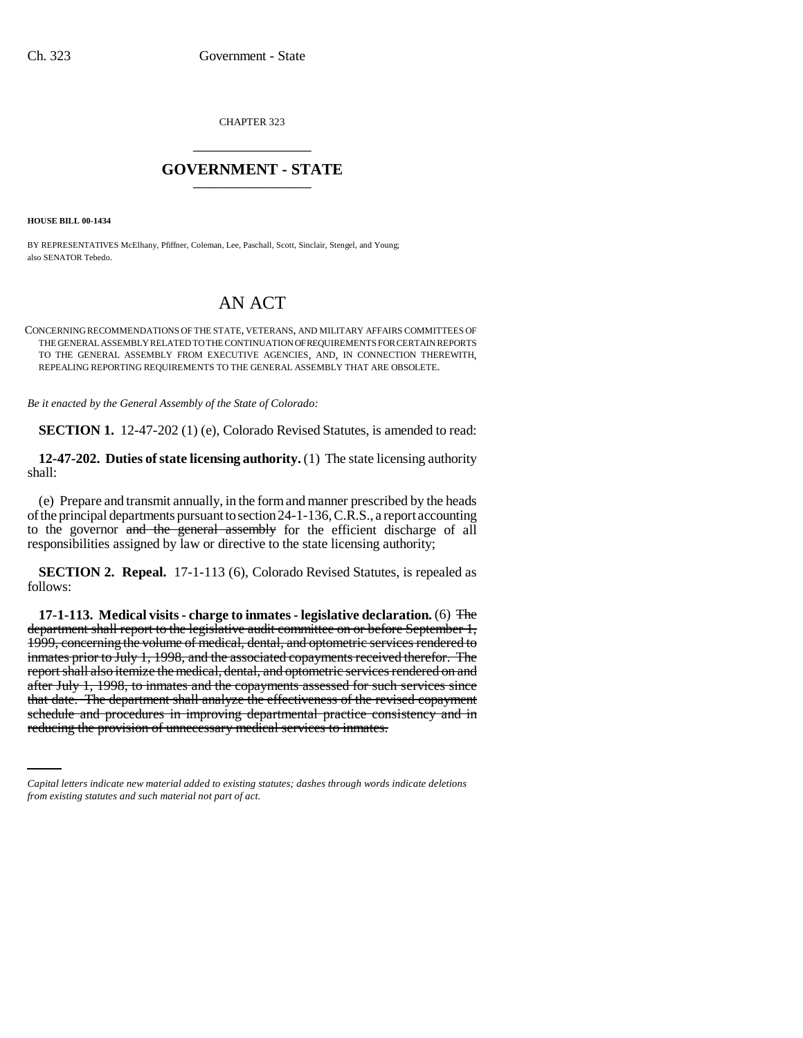CHAPTER 323

# GOVERNMENT - STATE

**HOUSE BILL 00-1434**

BY REPRESENTATIVES McElhany, Pfiffner, Coleman, Lee, Paschall, Scott, Sinclair, Stengel, and Young; also SENATOR Tebedo.

# AN ACT

CONCERNING RECOMMENDATIONS OF THE STATE, VETERANS, AND MILITARY AFFAIRS COMMITTEES OF THE GENERAL ASSEMBLY RELATED TO THE CONTINUATION OF REQUIREMENTS FOR CERTAIN REPORTS TO THE GENERAL ASSEMBLY FROM EXECUTIVE AGENCIES, AND, IN CONNECTION THEREWITH, REPEALING REPORTING REQUIREMENTS TO THE GENERAL ASSEMBLY THAT ARE OBSOLETE.

*Be it enacted by the General Assembly of the State of Colorado:*

**SECTION 1.** 12-47-202 (1) (e), Colorado Revised Statutes, is amended to read:

**12-47-202. Duties of state licensing authority.** (1) The state licensing authority shall:

(e) Prepare and transmit annually, in the form and manner prescribed by the heads of the principal departments pursuant to section 24-1-136, C.R.S., a report accounting to the governor ~~and the general assembly~~ for the efficient discharge of all responsibilities assigned by law or directive to the state licensing authority;

**SECTION 2. Repeal.** 17-1-113 (6), Colorado Revised Statutes, is repealed as follows:

**17-1-113. Medical visits - charge to inmates - legislative declaration.** (6) ~~The department shall report to the legislative audit committee on or before September 1, 1999, concerning the volume of medical, dental, and optometric services rendered to inmates prior to July 1, 1998, and the associated copayments received therefor. The report shall also itemize the medical, dental, and optometric services rendered on and after July 1, 1998, to inmates and the copayments assessed for such services since that date. The department shall analyze the effectiveness of the revised copayment schedule and procedures in improving departmental practice consistency and in reducing the provision of unnecessary medical services to inmates.~~

*Capital letters indicate new material added to existing statutes; dashes through words indicate deletions from existing statutes and such material not part of act.*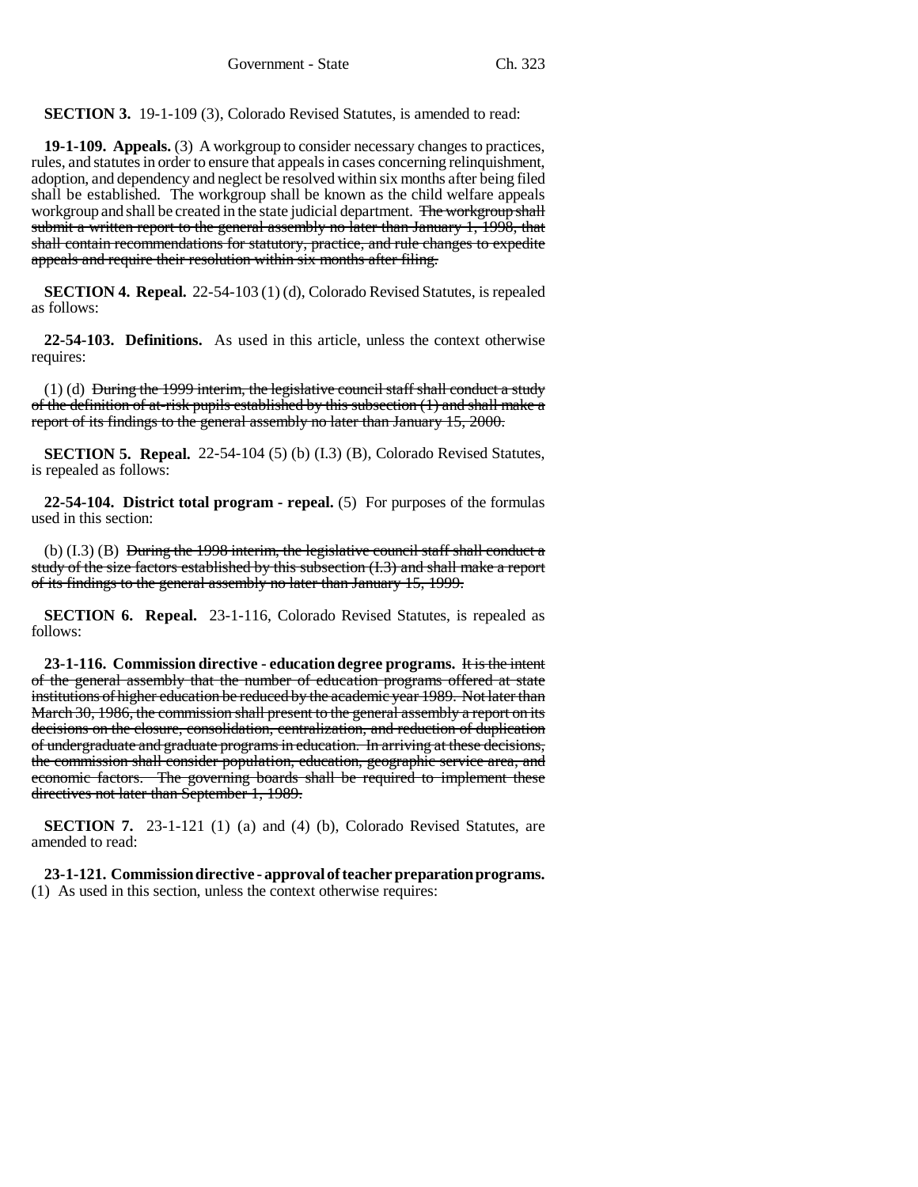**SECTION 3.** 19-1-109 (3), Colorado Revised Statutes, is amended to read:

**19-1-109. Appeals.** (3) A workgroup to consider necessary changes to practices, rules, and statutes in order to ensure that appeals in cases concerning relinquishment, adoption, and dependency and neglect be resolved within six months after being filed shall be established. The workgroup shall be known as the child welfare appeals workgroup and shall be created in the state judicial department. ~~The workgroup shall submit a written report to the general assembly no later than January 1, 1998, that shall contain recommendations for statutory, practice, and rule changes to expedite appeals and require their resolution within six months after filing.~~

**SECTION 4. Repeal.** 22-54-103 (1) (d), Colorado Revised Statutes, is repealed as follows:

**22-54-103. Definitions.** As used in this article, unless the context otherwise requires:

(1) (d) ~~During the 1999 interim, the legislative council staff shall conduct a study of the definition of at-risk pupils established by this subsection (1) and shall make a report of its findings to the general assembly no later than January 15, 2000.~~

**SECTION 5. Repeal.** 22-54-104 (5) (b) (I.3) (B), Colorado Revised Statutes, is repealed as follows:

**22-54-104. District total program - repeal.** (5) For purposes of the formulas used in this section:

(b) (I.3) (B) ~~During the 1998 interim, the legislative council staff shall conduct a study of the size factors established by this subsection (I.3) and shall make a report of its findings to the general assembly no later than January 15, 1999.~~

**SECTION 6. Repeal.** 23-1-116, Colorado Revised Statutes, is repealed as follows:

**23-1-116. Commission directive - education degree programs.** ~~It is the intent of the general assembly that the number of education programs offered at state institutions of higher education be reduced by the academic year 1989. Not later than March 30, 1986, the commission shall present to the general assembly a report on its decisions on the closure, consolidation, centralization, and reduction of duplication of undergraduate and graduate programs in education. In arriving at these decisions, the commission shall consider population, education, geographic service area, and economic factors. The governing boards shall be required to implement these directives not later than September 1, 1989.~~

**SECTION 7.** 23-1-121 (1) (a) and (4) (b), Colorado Revised Statutes, are amended to read:

**23-1-121. Commission directive - approval of teacher preparation programs.** (1) As used in this section, unless the context otherwise requires: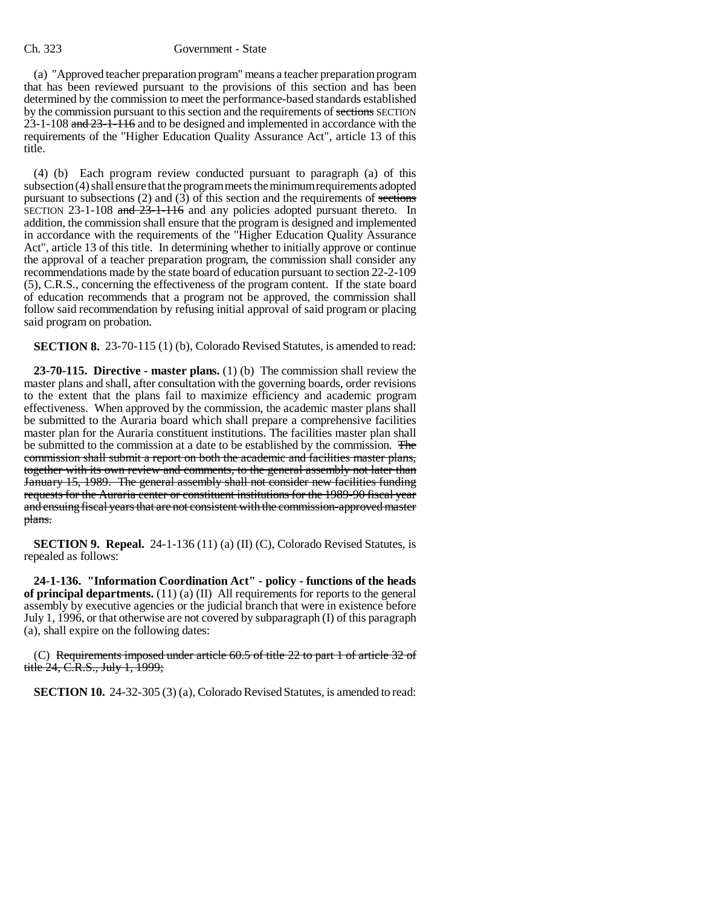(a) "Approved teacher preparation program" means a teacher preparation program that has been reviewed pursuant to the provisions of this section and has been determined by the commission to meet the performance-based standards established by the commission pursuant to this section and the requirements of ~~sections~~ SECTION 23-1-108 ~~and 23-1-116~~ and to be designed and implemented in accordance with the requirements of the "Higher Education Quality Assurance Act", article 13 of this title.

(4) (b) Each program review conducted pursuant to paragraph (a) of this subsection (4) shall ensure that the program meets the minimum requirements adopted pursuant to subsections (2) and (3) of this section and the requirements of ~~sections~~ SECTION 23-1-108 ~~and 23-1-116~~ and any policies adopted pursuant thereto. In addition, the commission shall ensure that the program is designed and implemented in accordance with the requirements of the "Higher Education Quality Assurance Act", article 13 of this title. In determining whether to initially approve or continue the approval of a teacher preparation program, the commission shall consider any recommendations made by the state board of education pursuant to section 22-2-109 (5), C.R.S., concerning the effectiveness of the program content. If the state board of education recommends that a program not be approved, the commission shall follow said recommendation by refusing initial approval of said program or placing said program on probation.

**SECTION 8.** 23-70-115 (1) (b), Colorado Revised Statutes, is amended to read:

**23-70-115. Directive - master plans.** (1) (b) The commission shall review the master plans and shall, after consultation with the governing boards, order revisions to the extent that the plans fail to maximize efficiency and academic program effectiveness. When approved by the commission, the academic master plans shall be submitted to the Auraria board which shall prepare a comprehensive facilities master plan for the Auraria constituent institutions. The facilities master plan shall be submitted to the commission at a date to be established by the commission. ~~The commission shall submit a report on both the academic and facilities master plans, together with its own review and comments, to the general assembly not later than January 15, 1989. The general assembly shall not consider new facilities funding requests for the Auraria center or constituent institutions for the 1989-90 fiscal year and ensuing fiscal years that are not consistent with the commission-approved master plans.~~

**SECTION 9. Repeal.** 24-1-136 (11) (a) (II) (C), Colorado Revised Statutes, is repealed as follows:

**24-1-136. "Information Coordination Act" - policy - functions of the heads of principal departments.** (11) (a) (II) All requirements for reports to the general assembly by executive agencies or the judicial branch that were in existence before July 1, 1996, or that otherwise are not covered by subparagraph (I) of this paragraph (a), shall expire on the following dates:

(C) ~~Requirements imposed under article 60.5 of title 22 to part 1 of article 32 of title 24, C.R.S., July 1, 1999;~~

**SECTION 10.** 24-32-305 (3) (a), Colorado Revised Statutes, is amended to read: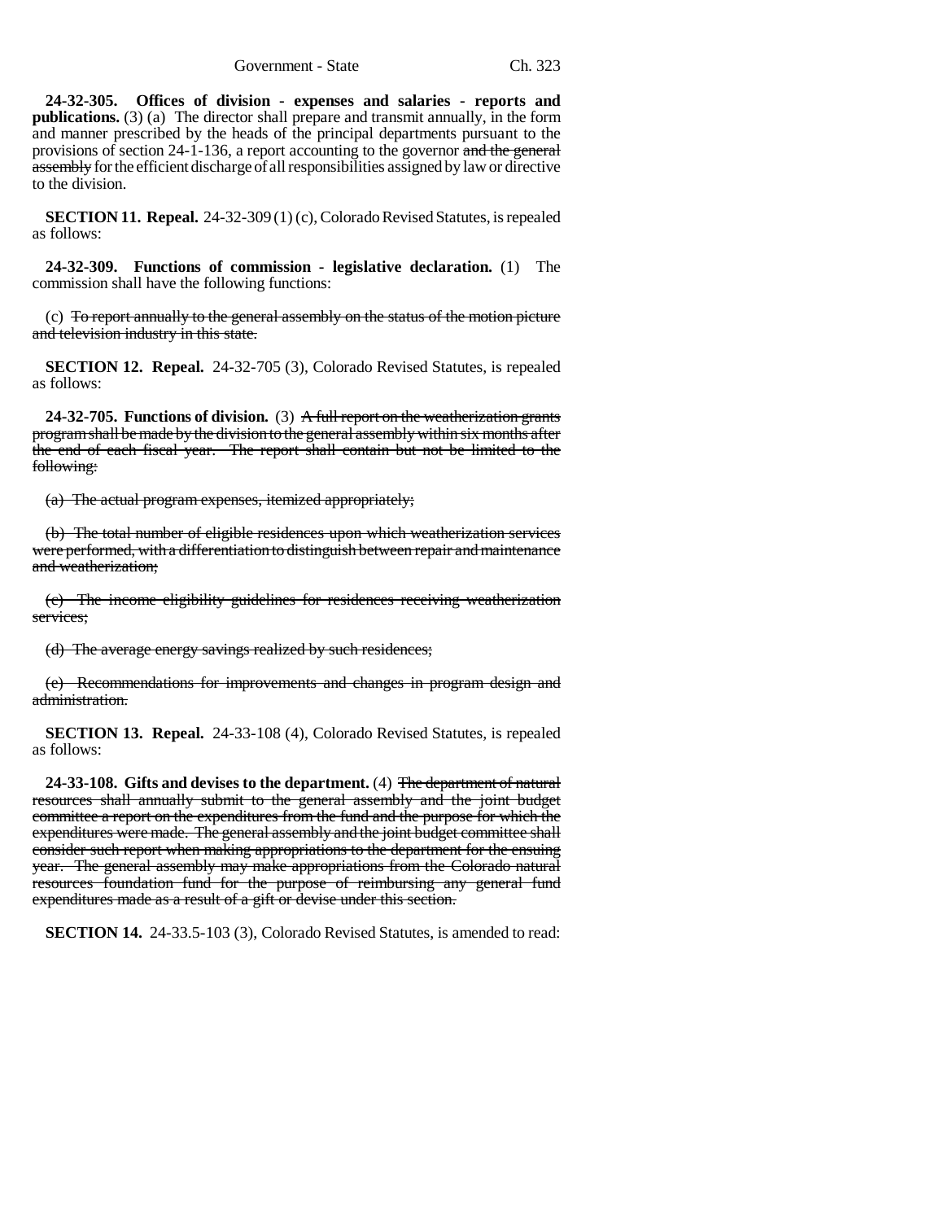**24-32-305. Offices of division - expenses and salaries - reports and publications.** (3) (a) The director shall prepare and transmit annually, in the form and manner prescribed by the heads of the principal departments pursuant to the provisions of section 24-1-136, a report accounting to the governor ~~and the general assembly~~ for the efficient discharge of all responsibilities assigned by law or directive to the division.

**SECTION 11. Repeal.** 24-32-309 (1) (c), Colorado Revised Statutes, is repealed as follows:

**24-32-309. Functions of commission - legislative declaration.** (1) The commission shall have the following functions:

(c) ~~To report annually to the general assembly on the status of the motion picture and television industry in this state.~~

**SECTION 12. Repeal.** 24-32-705 (3), Colorado Revised Statutes, is repealed as follows:

**24-32-705. Functions of division.** (3) ~~A full report on the weatherization grants program shall be made by the division to the general assembly within six months after the end of each fiscal year. The report shall contain but not be limited to the following:~~

~~(a) The actual program expenses, itemized appropriately;~~

~~(b) The total number of eligible residences upon which weatherization services were performed, with a differentiation to distinguish between repair and maintenance and weatherization;~~

~~(c) The income eligibility guidelines for residences receiving weatherization services;~~

~~(d) The average energy savings realized by such residences;~~

~~(e) Recommendations for improvements and changes in program design and administration.~~

**SECTION 13. Repeal.** 24-33-108 (4), Colorado Revised Statutes, is repealed as follows:

**24-33-108. Gifts and devises to the department.** (4) ~~The department of natural resources shall annually submit to the general assembly and the joint budget committee a report on the expenditures from the fund and the purpose for which the expenditures were made. The general assembly and the joint budget committee shall consider such report when making appropriations to the department for the ensuing year. The general assembly may make appropriations from the Colorado natural resources foundation fund for the purpose of reimbursing any general fund expenditures made as a result of a gift or devise under this section.~~

**SECTION 14.** 24-33.5-103 (3), Colorado Revised Statutes, is amended to read: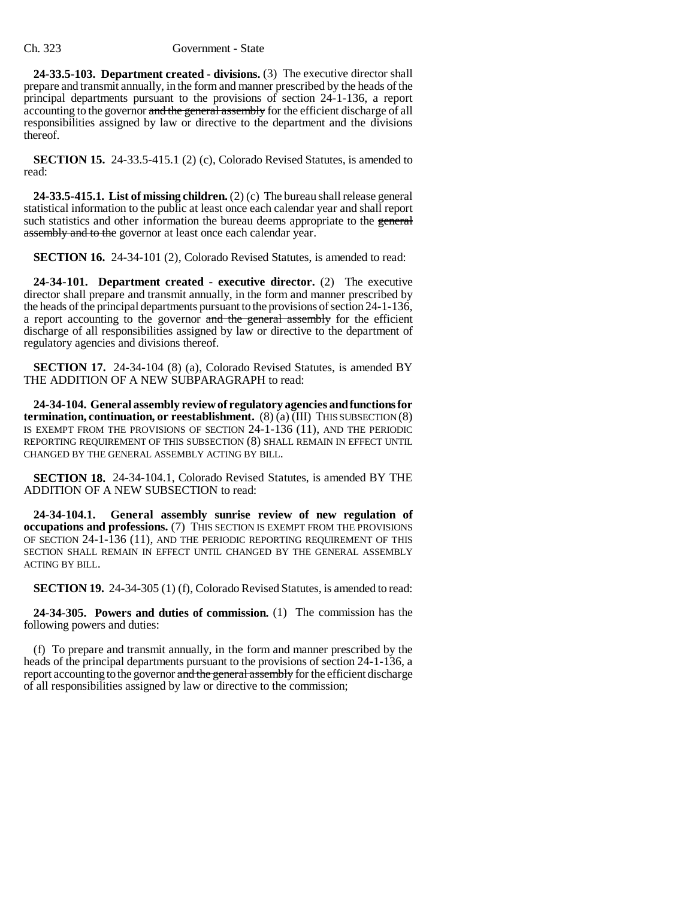**24-33.5-103. Department created - divisions.** (3) The executive director shall prepare and transmit annually, in the form and manner prescribed by the heads of the principal departments pursuant to the provisions of section 24-1-136, a report accounting to the governor ~~and the general assembly~~ for the efficient discharge of all responsibilities assigned by law or directive to the department and the divisions thereof.

**SECTION 15.** 24-33.5-415.1 (2) (c), Colorado Revised Statutes, is amended to read:

**24-33.5-415.1. List of missing children.** (2) (c) The bureau shall release general statistical information to the public at least once each calendar year and shall report such statistics and other information the bureau deems appropriate to the ~~general assembly and to the~~ governor at least once each calendar year.

**SECTION 16.** 24-34-101 (2), Colorado Revised Statutes, is amended to read:

**24-34-101. Department created - executive director.** (2) The executive director shall prepare and transmit annually, in the form and manner prescribed by the heads of the principal departments pursuant to the provisions of section 24-1-136, a report accounting to the governor ~~and the general assembly~~ for the efficient discharge of all responsibilities assigned by law or directive to the department of regulatory agencies and divisions thereof.

**SECTION 17.** 24-34-104 (8) (a), Colorado Revised Statutes, is amended BY THE ADDITION OF A NEW SUBPARAGRAPH to read:

**24-34-104. General assembly review of regulatory agencies and functions for termination, continuation, or reestablishment.** (8) (a) (III) THIS SUBSECTION (8) IS EXEMPT FROM THE PROVISIONS OF SECTION 24-1-136 (11), AND THE PERIODIC REPORTING REQUIREMENT OF THIS SUBSECTION (8) SHALL REMAIN IN EFFECT UNTIL CHANGED BY THE GENERAL ASSEMBLY ACTING BY BILL.

**SECTION 18.** 24-34-104.1, Colorado Revised Statutes, is amended BY THE ADDITION OF A NEW SUBSECTION to read:

**24-34-104.1. General assembly sunrise review of new regulation of occupations and professions.** (7) THIS SECTION IS EXEMPT FROM THE PROVISIONS OF SECTION 24-1-136 (11), AND THE PERIODIC REPORTING REQUIREMENT OF THIS SECTION SHALL REMAIN IN EFFECT UNTIL CHANGED BY THE GENERAL ASSEMBLY ACTING BY BILL.

**SECTION 19.** 24-34-305 (1) (f), Colorado Revised Statutes, is amended to read:

**24-34-305. Powers and duties of commission.** (1) The commission has the following powers and duties:

(f) To prepare and transmit annually, in the form and manner prescribed by the heads of the principal departments pursuant to the provisions of section 24-1-136, a report accounting to the governor ~~and the general assembly~~ for the efficient discharge of all responsibilities assigned by law or directive to the commission;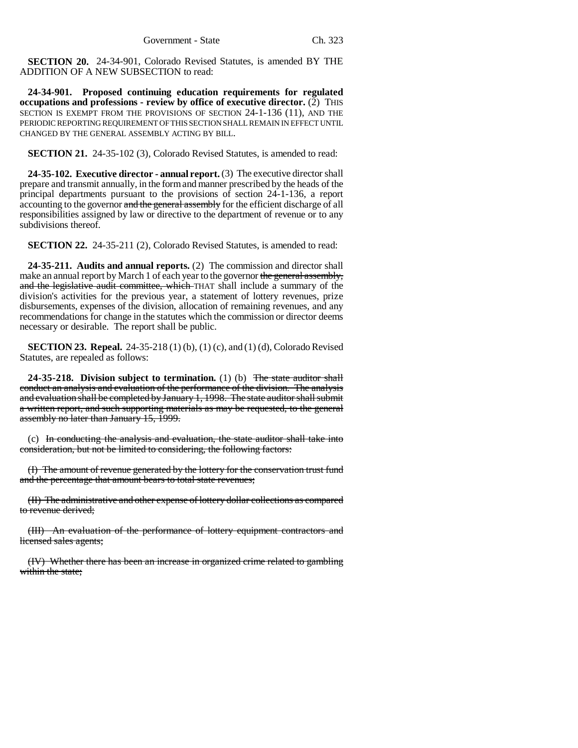**SECTION 20.** 24-34-901, Colorado Revised Statutes, is amended BY THE ADDITION OF A NEW SUBSECTION to read:

**24-34-901. Proposed continuing education requirements for regulated occupations and professions - review by office of executive director.** (2) THIS SECTION IS EXEMPT FROM THE PROVISIONS OF SECTION 24-1-136 (11), AND THE PERIODIC REPORTING REQUIREMENT OF THIS SECTION SHALL REMAIN IN EFFECT UNTIL CHANGED BY THE GENERAL ASSEMBLY ACTING BY BILL.

**SECTION 21.** 24-35-102 (3), Colorado Revised Statutes, is amended to read:

**24-35-102. Executive director - annual report.** (3) The executive director shall prepare and transmit annually, in the form and manner prescribed by the heads of the principal departments pursuant to the provisions of section 24-1-136, a report accounting to the governor ~~and the general assembly~~ for the efficient discharge of all responsibilities assigned by law or directive to the department of revenue or to any subdivisions thereof.

**SECTION 22.** 24-35-211 (2), Colorado Revised Statutes, is amended to read:

**24-35-211. Audits and annual reports.** (2) The commission and director shall make an annual report by March 1 of each year to the governor ~~the general assembly, and the legislative audit committee, which~~ THAT shall include a summary of the division's activities for the previous year, a statement of lottery revenues, prize disbursements, expenses of the division, allocation of remaining revenues, and any recommendations for change in the statutes which the commission or director deems necessary or desirable. The report shall be public.

**SECTION 23. Repeal.** 24-35-218 (1) (b), (1) (c), and (1) (d), Colorado Revised Statutes, are repealed as follows:

**24-35-218. Division subject to termination.** (1) (b) ~~The state auditor shall conduct an analysis and evaluation of the performance of the division. The analysis and evaluation shall be completed by January 1, 1998. The state auditor shall submit a written report, and such supporting materials as may be requested, to the general assembly no later than January 15, 1999.~~

(c) ~~In conducting the analysis and evaluation, the state auditor shall take into consideration, but not be limited to considering, the following factors:~~

~~(I) The amount of revenue generated by the lottery for the conservation trust fund and the percentage that amount bears to total state revenues;~~

~~(II) The administrative and other expense of lottery dollar collections as compared to revenue derived;~~

~~(III) An evaluation of the performance of lottery equipment contractors and licensed sales agents;~~

~~(IV) Whether there has been an increase in organized crime related to gambling within the state;~~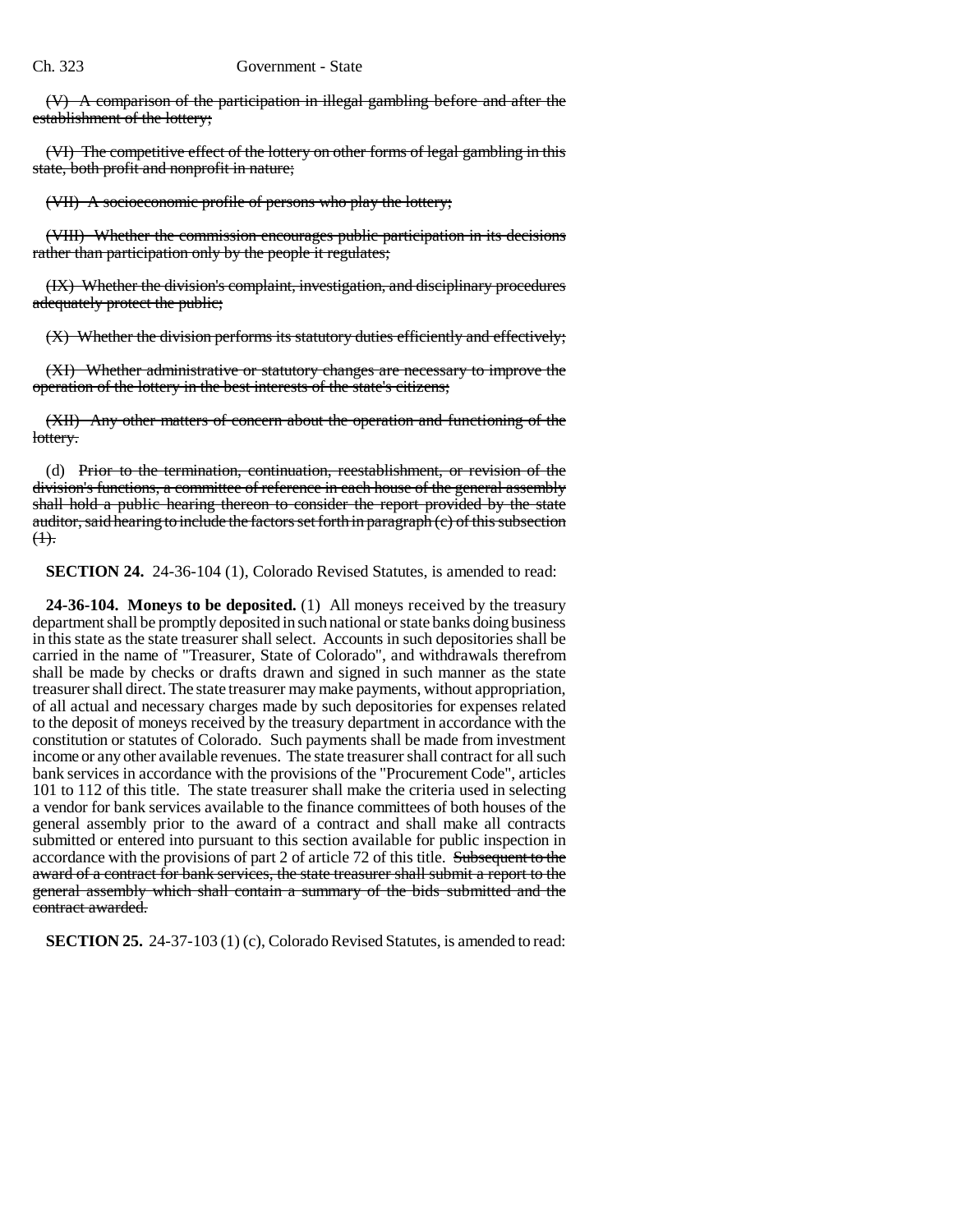(V) A comparison of the participation in illegal gambling before and after the establishment of the lottery;

(VI) The competitive effect of the lottery on other forms of legal gambling in this state, both profit and nonprofit in nature;

(VII) A socioeconomic profile of persons who play the lottery;

(VIII) Whether the commission encourages public participation in its decisions rather than participation only by the people it regulates;

(IX) Whether the division's complaint, investigation, and disciplinary procedures adequately protect the public;

(X) Whether the division performs its statutory duties efficiently and effectively;

(XI) Whether administrative or statutory changes are necessary to improve the operation of the lottery in the best interests of the state's citizens;

(XII) Any other matters of concern about the operation and functioning of the lottery.

(d) Prior to the termination, continuation, reestablishment, or revision of the division's functions, a committee of reference in each house of the general assembly shall hold a public hearing thereon to consider the report provided by the state auditor, said hearing to include the factors set forth in paragraph (c) of this subsection (1).

**SECTION 24.** 24-36-104 (1), Colorado Revised Statutes, is amended to read:

**24-36-104. Moneys to be deposited.** (1) All moneys received by the treasury department shall be promptly deposited in such national or state banks doing business in this state as the state treasurer shall select. Accounts in such depositories shall be carried in the name of "Treasurer, State of Colorado", and withdrawals therefrom shall be made by checks or drafts drawn and signed in such manner as the state treasurer shall direct. The state treasurer may make payments, without appropriation, of all actual and necessary charges made by such depositories for expenses related to the deposit of moneys received by the treasury department in accordance with the constitution or statutes of Colorado. Such payments shall be made from investment income or any other available revenues. The state treasurer shall contract for all such bank services in accordance with the provisions of the "Procurement Code", articles 101 to 112 of this title. The state treasurer shall make the criteria used in selecting a vendor for bank services available to the finance committees of both houses of the general assembly prior to the award of a contract and shall make all contracts submitted or entered into pursuant to this section available for public inspection in accordance with the provisions of part 2 of article 72 of this title. Subsequent to the award of a contract for bank services, the state treasurer shall submit a report to the general assembly which shall contain a summary of the bids submitted and the contract awarded.

**SECTION 25.** 24-37-103 (1) (c), Colorado Revised Statutes, is amended to read: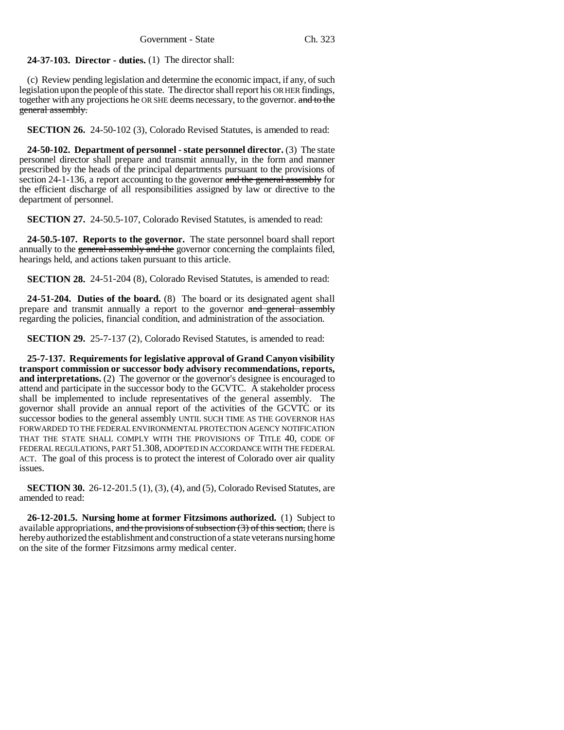**24-37-103. Director - duties.** (1) The director shall:

(c) Review pending legislation and determine the economic impact, if any, of such legislation upon the people of this state. The director shall report his OR HER findings, together with any projections he OR SHE deems necessary, to the governor. ~~and to the general assembly.~~

**SECTION 26.** 24-50-102 (3), Colorado Revised Statutes, is amended to read:

**24-50-102. Department of personnel - state personnel director.** (3) The state personnel director shall prepare and transmit annually, in the form and manner prescribed by the heads of the principal departments pursuant to the provisions of section 24-1-136, a report accounting to the governor ~~and the general assembly~~ for the efficient discharge of all responsibilities assigned by law or directive to the department of personnel.

**SECTION 27.** 24-50.5-107, Colorado Revised Statutes, is amended to read:

**24-50.5-107. Reports to the governor.** The state personnel board shall report annually to the ~~general assembly and the~~ governor concerning the complaints filed, hearings held, and actions taken pursuant to this article.

**SECTION 28.** 24-51-204 (8), Colorado Revised Statutes, is amended to read:

**24-51-204. Duties of the board.** (8) The board or its designated agent shall prepare and transmit annually a report to the governor ~~and general assembly~~ regarding the policies, financial condition, and administration of the association.

**SECTION 29.** 25-7-137 (2), Colorado Revised Statutes, is amended to read:

**25-7-137. Requirements for legislative approval of Grand Canyon visibility transport commission or successor body advisory recommendations, reports, and interpretations.** (2) The governor or the governor's designee is encouraged to attend and participate in the successor body to the GCVTC. A stakeholder process shall be implemented to include representatives of the general assembly. The governor shall provide an annual report of the activities of the GCVTC or its successor bodies to the general assembly UNTIL SUCH TIME AS THE GOVERNOR HAS FORWARDED TO THE FEDERAL ENVIRONMENTAL PROTECTION AGENCY NOTIFICATION THAT THE STATE SHALL COMPLY WITH THE PROVISIONS OF TITLE 40, CODE OF FEDERAL REGULATIONS, PART 51.308, ADOPTED IN ACCORDANCE WITH THE FEDERAL ACT. The goal of this process is to protect the interest of Colorado over air quality issues.

**SECTION 30.** 26-12-201.5 (1), (3), (4), and (5), Colorado Revised Statutes, are amended to read:

**26-12-201.5. Nursing home at former Fitzsimons authorized.** (1) Subject to available appropriations, ~~and the provisions of subsection (3) of this section,~~ there is hereby authorized the establishment and construction of a state veterans nursing home on the site of the former Fitzsimons army medical center.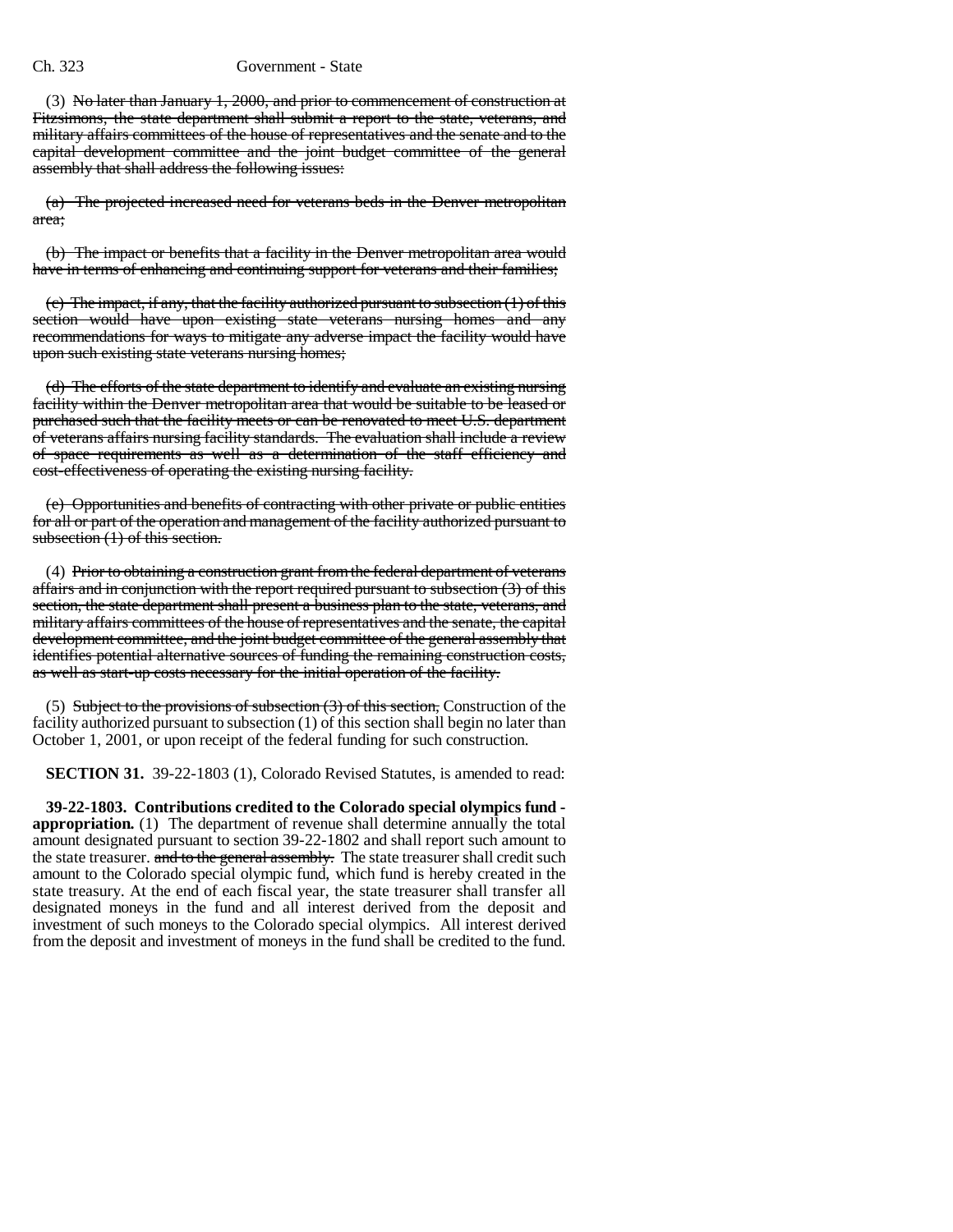(3) ~~No later than January 1, 2000, and prior to commencement of construction at Fitzsimons, the state department shall submit a report to the state, veterans, and military affairs committees of the house of representatives and the senate and to the capital development committee and the joint budget committee of the general assembly that shall address the following issues:~~

~~(a) The projected increased need for veterans beds in the Denver metropolitan area;~~

~~(b) The impact or benefits that a facility in the Denver metropolitan area would have in terms of enhancing and continuing support for veterans and their families;~~

~~(c) The impact, if any, that the facility authorized pursuant to subsection (1) of this section would have upon existing state veterans nursing homes and any recommendations for ways to mitigate any adverse impact the facility would have upon such existing state veterans nursing homes;~~

~~(d) The efforts of the state department to identify and evaluate an existing nursing facility within the Denver metropolitan area that would be suitable to be leased or purchased such that the facility meets or can be renovated to meet U.S. department of veterans affairs nursing facility standards. The evaluation shall include a review of space requirements as well as a determination of the staff efficiency and cost-effectiveness of operating the existing nursing facility.~~

~~(e) Opportunities and benefits of contracting with other private or public entities for all or part of the operation and management of the facility authorized pursuant to subsection (1) of this section.~~

(4) ~~Prior to obtaining a construction grant from the federal department of veterans affairs and in conjunction with the report required pursuant to subsection (3) of this section, the state department shall present a business plan to the state, veterans, and military affairs committees of the house of representatives and the senate, the capital development committee, and the joint budget committee of the general assembly that identifies potential alternative sources of funding the remaining construction costs, as well as start-up costs necessary for the initial operation of the facility.~~

(5) ~~Subject to the provisions of subsection (3) of this section,~~ Construction of the facility authorized pursuant to subsection (1) of this section shall begin no later than October 1, 2001, or upon receipt of the federal funding for such construction.

**SECTION 31.** 39-22-1803 (1), Colorado Revised Statutes, is amended to read:

**39-22-1803. Contributions credited to the Colorado special olympics fund - appropriation.** (1) The department of revenue shall determine annually the total amount designated pursuant to section 39-22-1802 and shall report such amount to the state treasurer. ~~and to the general assembly.~~ The state treasurer shall credit such amount to the Colorado special olympic fund, which fund is hereby created in the state treasury. At the end of each fiscal year, the state treasurer shall transfer all designated moneys in the fund and all interest derived from the deposit and investment of such moneys to the Colorado special olympics. All interest derived from the deposit and investment of moneys in the fund shall be credited to the fund.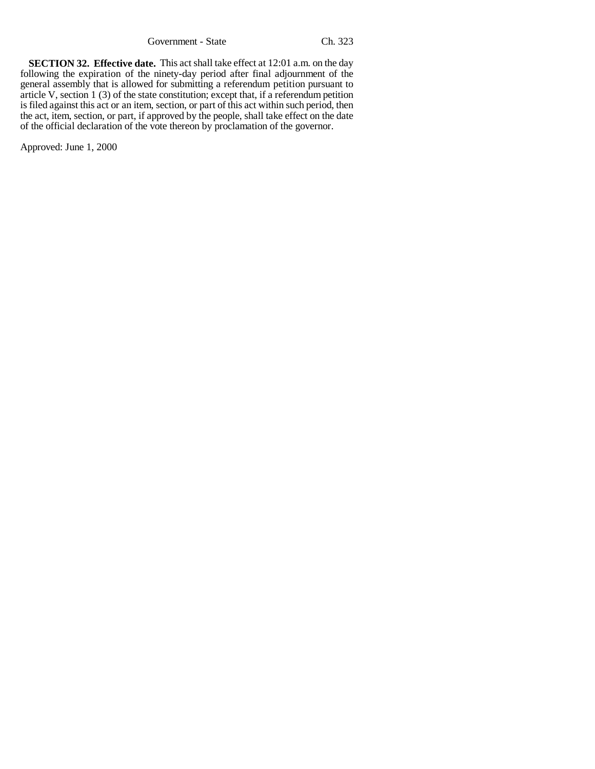**SECTION 32. Effective date.** This act shall take effect at 12:01 a.m. on the day following the expiration of the ninety-day period after final adjournment of the general assembly that is allowed for submitting a referendum petition pursuant to article V, section 1 (3) of the state constitution; except that, if a referendum petition is filed against this act or an item, section, or part of this act within such period, then the act, item, section, or part, if approved by the people, shall take effect on the date of the official declaration of the vote thereon by proclamation of the governor.

Approved: June 1, 2000